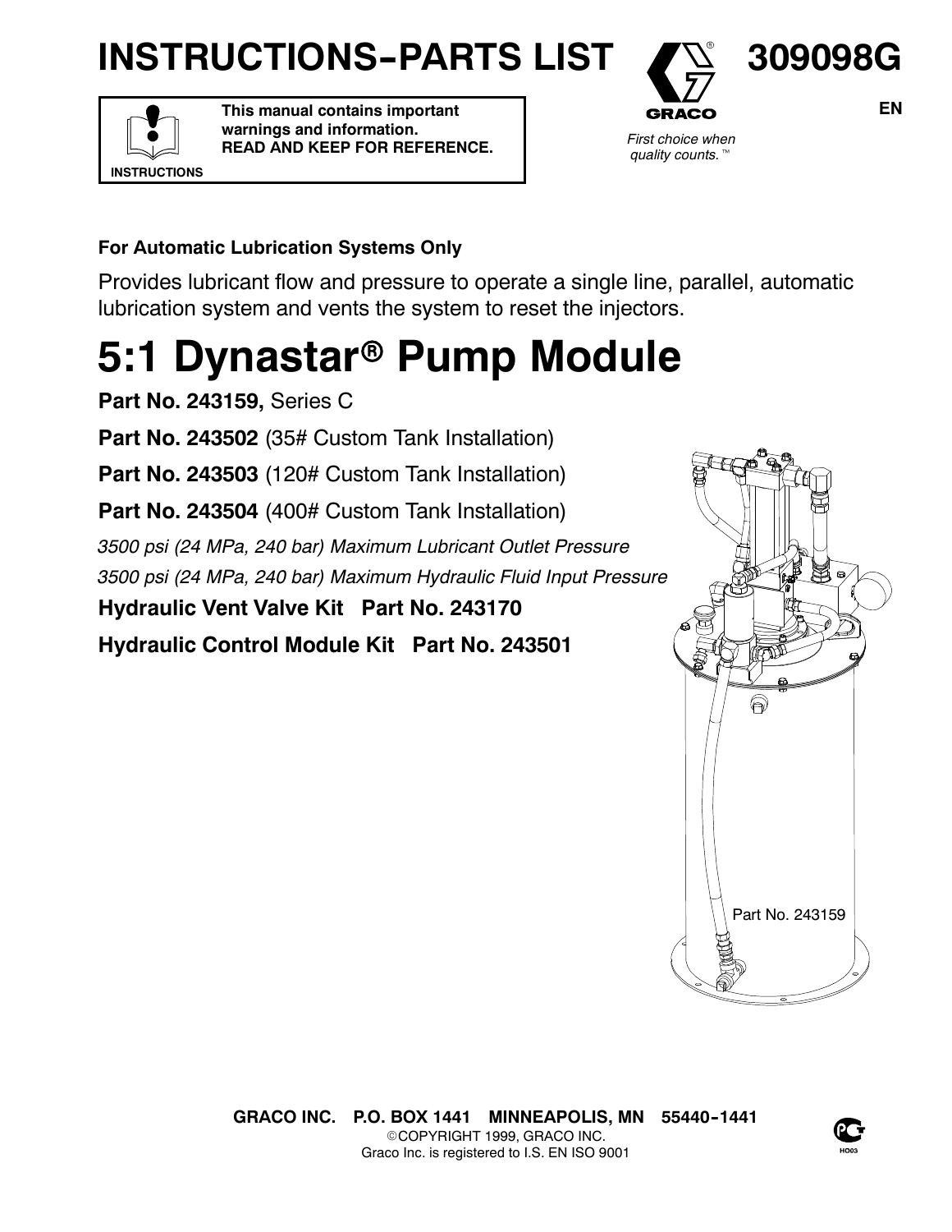# INSTRUCTIONS-PARTS LIST

# 309098G

EN

**This manual contains important warnings and information.**
**READ AND KEEP FOR REFERENCE.**

INSTRUCTIONS

GRACO

*First choice when quality counts.*™

**For Automatic Lubrication Systems Only**

Provides lubricant flow and pressure to operate a single line, parallel, automatic lubrication system and vents the system to reset the injectors.

# 5:1 Dynastar® Pump Module

**Part No. 243159,** Series C

**Part No. 243502** (35# Custom Tank Installation)

**Part No. 243503** (120# Custom Tank Installation)

**Part No. 243504** (400# Custom Tank Installation)

*3500 psi (24 MPa, 240 bar) Maximum Lubricant Outlet Pressure*

*3500 psi (24 MPa, 240 bar) Maximum Hydraulic Fluid Input Pressure*

**Hydraulic Vent Valve Kit Part No. 243170**

**Hydraulic Control Module Kit Part No. 243501**

Part No. 243159

**GRACO INC. P.O. BOX 1441 MINNEAPOLIS, MN 55440-1441**
©COPYRIGHT 1999, GRACO INC.
Graco Inc. is registered to I.S. EN ISO 9001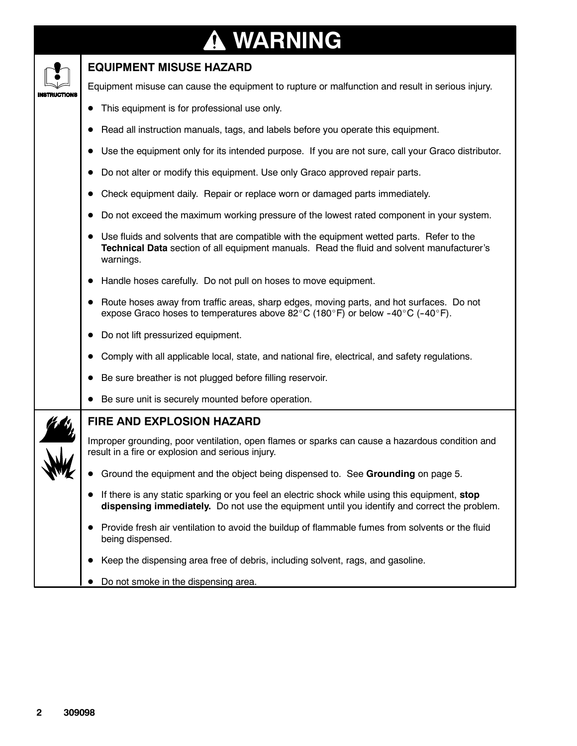# WARNING

## EQUIPMENT MISUSE HAZARD

Equipment misuse can cause the equipment to rupture or malfunction and result in serious injury.

- This equipment is for professional use only.
- Read all instruction manuals, tags, and labels before you operate this equipment.
- Use the equipment only for its intended purpose. If you are not sure, call your Graco distributor.
- Do not alter or modify this equipment. Use only Graco approved repair parts.
- Check equipment daily. Repair or replace worn or damaged parts immediately.
- Do not exceed the maximum working pressure of the lowest rated component in your system.
- Use fluids and solvents that are compatible with the equipment wetted parts. Refer to the **Technical Data** section of all equipment manuals. Read the fluid and solvent manufacturer's warnings.
- Handle hoses carefully. Do not pull on hoses to move equipment.
- Route hoses away from traffic areas, sharp edges, moving parts, and hot surfaces. Do not expose Graco hoses to temperatures above 82°C (180°F) or below -40°C (-40°F).
- Do not lift pressurized equipment.
- Comply with all applicable local, state, and national fire, electrical, and safety regulations.
- Be sure breather is not plugged before filling reservoir.
- Be sure unit is securely mounted before operation.

## FIRE AND EXPLOSION HAZARD

Improper grounding, poor ventilation, open flames or sparks can cause a hazardous condition and result in a fire or explosion and serious injury.

- Ground the equipment and the object being dispensed to. See **Grounding** on page 5.
- If there is any static sparking or you feel an electric shock while using this equipment, **stop dispensing immediately.** Do not use the equipment until you identify and correct the problem.
- Provide fresh air ventilation to avoid the buildup of flammable fumes from solvents or the fluid being dispensed.
- Keep the dispensing area free of debris, including solvent, rags, and gasoline.
- Do not smoke in the dispensing area.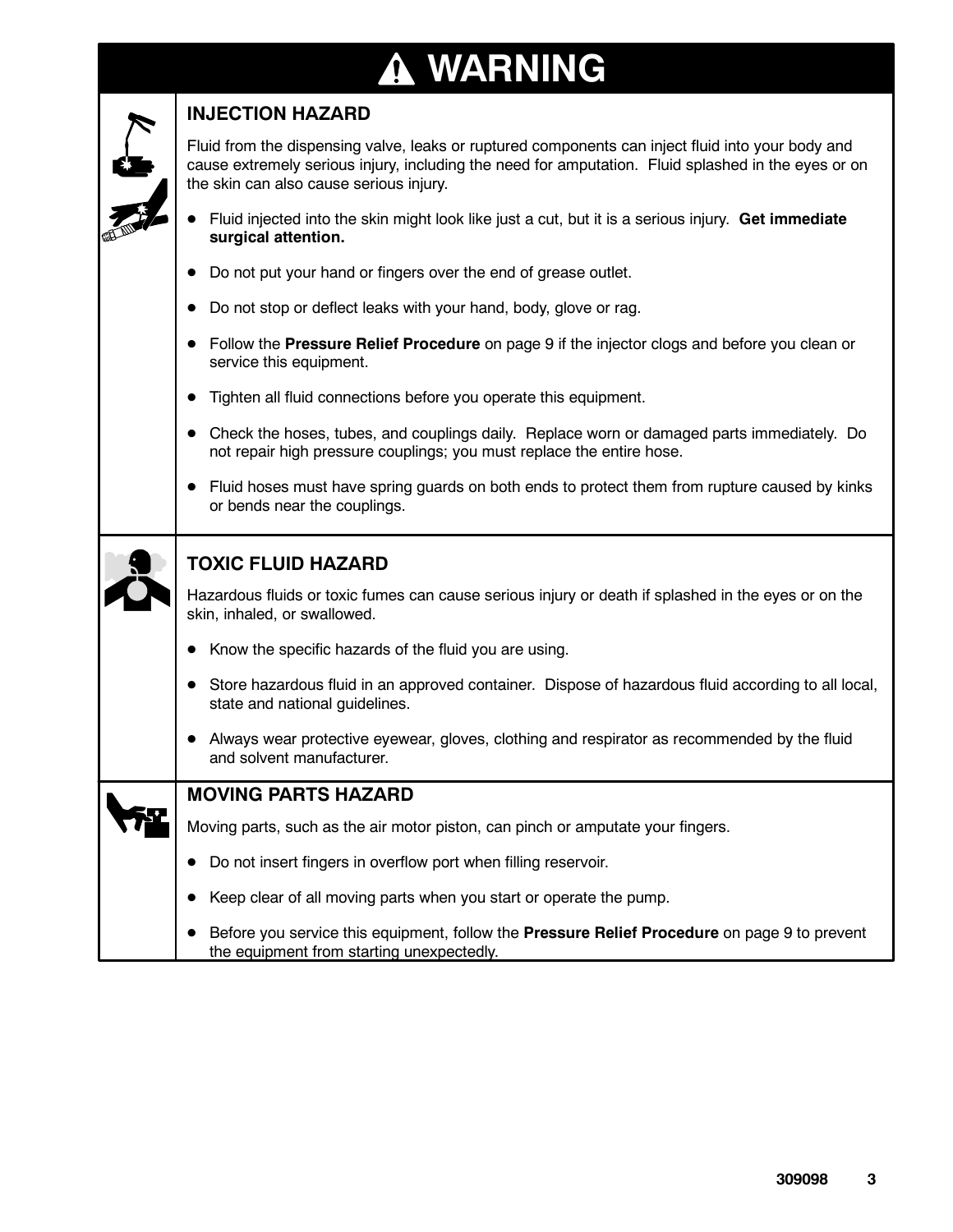# ⚠ WARNING

## INJECTION HAZARD

Fluid from the dispensing valve, leaks or ruptured components can inject fluid into your body and cause extremely serious injury, including the need for amputation. Fluid splashed in the eyes or on the skin can also cause serious injury.

- Fluid injected into the skin might look like just a cut, but it is a serious injury. **Get immediate surgical attention.**
- Do not put your hand or fingers over the end of grease outlet.
- Do not stop or deflect leaks with your hand, body, glove or rag.
- Follow the **Pressure Relief Procedure** on page 9 if the injector clogs and before you clean or service this equipment.
- Tighten all fluid connections before you operate this equipment.
- Check the hoses, tubes, and couplings daily. Replace worn or damaged parts immediately. Do not repair high pressure couplings; you must replace the entire hose.
- Fluid hoses must have spring guards on both ends to protect them from rupture caused by kinks or bends near the couplings.

## TOXIC FLUID HAZARD

Hazardous fluids or toxic fumes can cause serious injury or death if splashed in the eyes or on the skin, inhaled, or swallowed.

- Know the specific hazards of the fluid you are using.
- Store hazardous fluid in an approved container. Dispose of hazardous fluid according to all local, state and national guidelines.
- Always wear protective eyewear, gloves, clothing and respirator as recommended by the fluid and solvent manufacturer.

## MOVING PARTS HAZARD

Moving parts, such as the air motor piston, can pinch or amputate your fingers.

- Do not insert fingers in overflow port when filling reservoir.
- Keep clear of all moving parts when you start or operate the pump.
- Before you service this equipment, follow the **Pressure Relief Procedure** on page 9 to prevent the equipment from starting unexpectedly.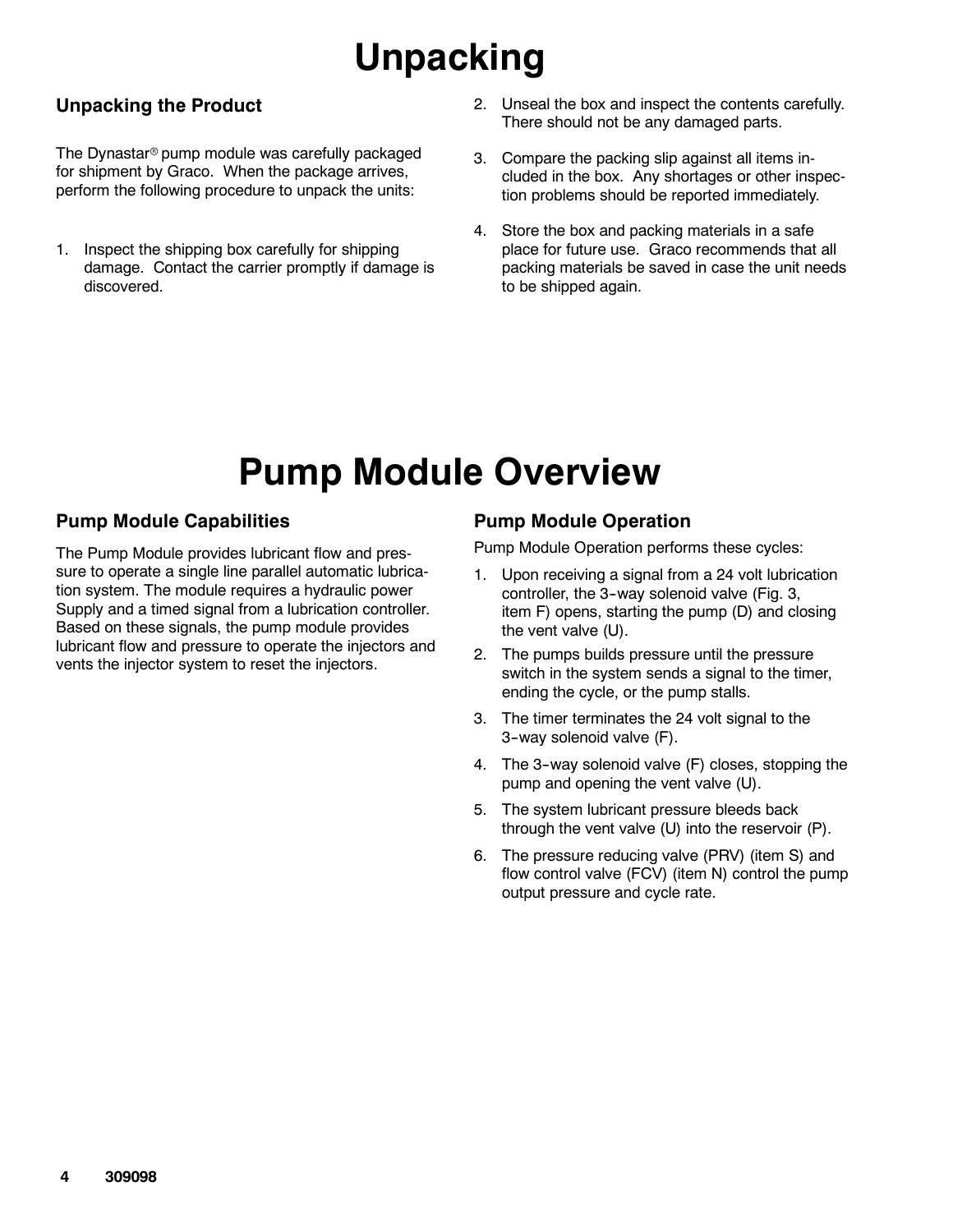# Unpacking

## Unpacking the Product

The Dynastar® pump module was carefully packaged for shipment by Graco. When the package arrives, perform the following procedure to unpack the units:

1. Inspect the shipping box carefully for shipping damage. Contact the carrier promptly if damage is discovered.
2. Unseal the box and inspect the contents carefully. There should not be any damaged parts.
3. Compare the packing slip against all items included in the box. Any shortages or other inspection problems should be reported immediately.
4. Store the box and packing materials in a safe place for future use. Graco recommends that all packing materials be saved in case the unit needs to be shipped again.

# Pump Module Overview

## Pump Module Capabilities

The Pump Module provides lubricant flow and pressure to operate a single line parallel automatic lubrication system. The module requires a hydraulic power Supply and a timed signal from a lubrication controller. Based on these signals, the pump module provides lubricant flow and pressure to operate the injectors and vents the injector system to reset the injectors.

## Pump Module Operation

Pump Module Operation performs these cycles:

1. Upon receiving a signal from a 24 volt lubrication controller, the 3-way solenoid valve (Fig. 3, item F) opens, starting the pump (D) and closing the vent valve (U).
2. The pumps builds pressure until the pressure switch in the system sends a signal to the timer, ending the cycle, or the pump stalls.
3. The timer terminates the 24 volt signal to the 3-way solenoid valve (F).
4. The 3-way solenoid valve (F) closes, stopping the pump and opening the vent valve (U).
5. The system lubricant pressure bleeds back through the vent valve (U) into the reservoir (P).
6. The pressure reducing valve (PRV) (item S) and flow control valve (FCV) (item N) control the pump output pressure and cycle rate.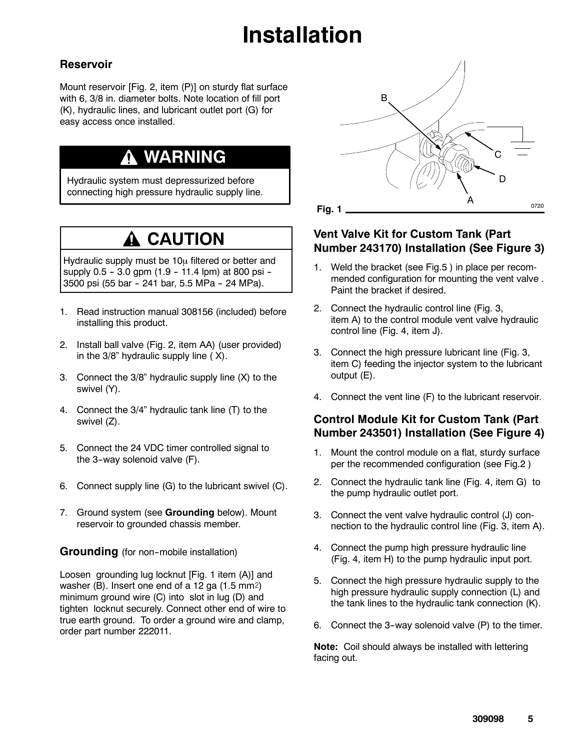# Installation

## Reservoir

Mount reservoir [Fig. 2, item (P)] on sturdy flat surface with 6, 3/8 in. diameter bolts. Note location of fill port (K), hydraulic lines, and lubricant outlet port (G) for easy access once installed.

> **⚠ WARNING**
>
> Hydraulic system must depressurized before connecting high pressure hydraulic supply line.

> **⚠ CAUTION**
>
> Hydraulic supply must be 10μ filtered or better and supply 0.5 - 3.0 gpm (1.9 - 11.4 lpm) at 800 psi - 3500 psi (55 bar - 241 bar, 5.5 MPa - 24 MPa).

1. Read instruction manual 308156 (included) before installing this product.
2. Install ball valve (Fig. 2, item AA) (user provided) in the 3/8" hydraulic supply line ( X).
3. Connect the 3/8" hydraulic supply line (X) to the swivel (Y).
4. Connect the 3/4" hydraulic tank line (T) to the swivel (Z).
5. Connect the 24 VDC timer controlled signal to the 3-way solenoid valve (F).
6. Connect supply line (G) to the lubricant swivel (C).
7. Ground system (see **Grounding** below). Mount reservoir to grounded chassis member.

### Grounding (for non-mobile installation)

Loosen grounding lug locknut [Fig. 1 item (A)] and washer (B). Insert one end of a 12 ga (1.5 $mm^2$) minimum ground wire (C) into slot in lug (D) and tighten locknut securely. Connect other end of wire to true earth ground. To order a ground wire and clamp, order part number 222011.

**Fig. 1**

### Vent Valve Kit for Custom Tank (Part Number 243170) Installation (See Figure 3)

1. Weld the bracket (see Fig.5 ) in place per recommended configuration for mounting the vent valve . Paint the bracket if desired.
2. Connect the hydraulic control line (Fig. 3, item A) to the control module vent valve hydraulic control line (Fig. 4, item J).
3. Connect the high pressure lubricant line (Fig. 3, item C) feeding the injector system to the lubricant output (E).
4. Connect the vent line (F) to the lubricant reservoir.

### Control Module Kit for Custom Tank (Part Number 243501) Installation (See Figure 4)

1. Mount the control module on a flat, sturdy surface per the recommended configuration (see Fig.2 )
2. Connect the hydraulic tank line (Fig. 4, item G) to the pump hydraulic outlet port.
3. Connect the vent valve hydraulic control (J) connection to the hydraulic control line (Fig. 3, item A).
4. Connect the pump high pressure hydraulic line (Fig. 4, item H) to the pump hydraulic input port.
5. Connect the high pressure hydraulic supply to the high pressure hydraulic supply connection (L) and the tank lines to the hydraulic tank connection (K).
6. Connect the 3-way solenoid valve (P) to the timer.

**Note:** Coil should always be installed with lettering facing out.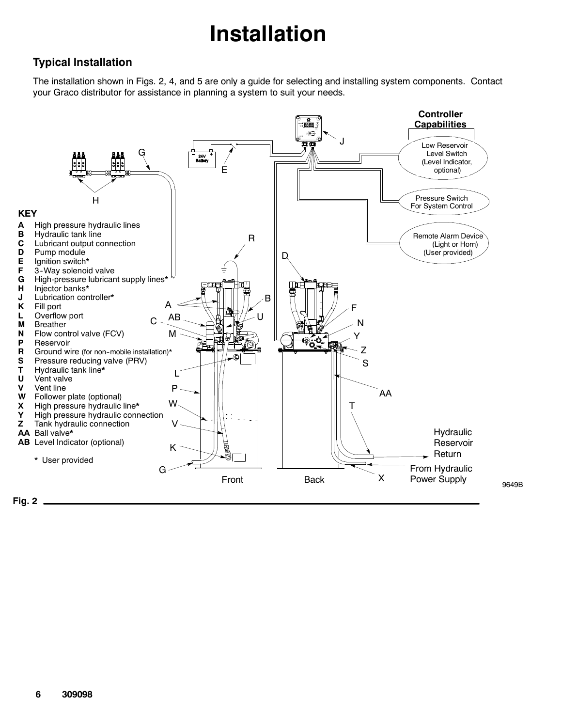# Installation

## Typical Installation

The installation shown in Figs. 2, 4, and 5 are only a guide for selecting and installing system components. Contact your Graco distributor for assistance in planning a system to suit your needs.

**KEY**

- **A** High pressure hydraulic lines
- **B** Hydraulic tank line
- **C** Lubricant output connection
- **D** Pump module
- **E** Ignition switch*
- **F** 3-Way solenoid valve
- **G** High-pressure lubricant supply lines*
- **H** Injector banks*
- **J** Lubrication controller*
- **K** Fill port
- **L** Overflow port
- **M** Breather
- **N** Flow control valve (FCV)
- **P** Reservoir
- **R** Ground wire (for non-mobile installation)*
- **S** Pressure reducing valve (PRV)
- **T** Hydraulic tank line*
- **U** Vent valve
- **V** Vent line
- **W** Follower plate (optional)
- **X** High pressure hydraulic line*
- **Y** High pressure hydraulic connection
- **Z** Tank hydraulic connection
- **AA** Ball valve*
- **AB** Level Indicator (optional)

\* User provided

**Controller Capabilities**

- Low Reservoir Level Switch (Level Indicator, optional)
- Pressure Switch For System Control
- Remote Alarm Device (Light or Horn) (User provided)

24V Battery

Front | Back

Hydraulic Reservoir Return

From Hydraulic Power Supply

9649B

Fig. 2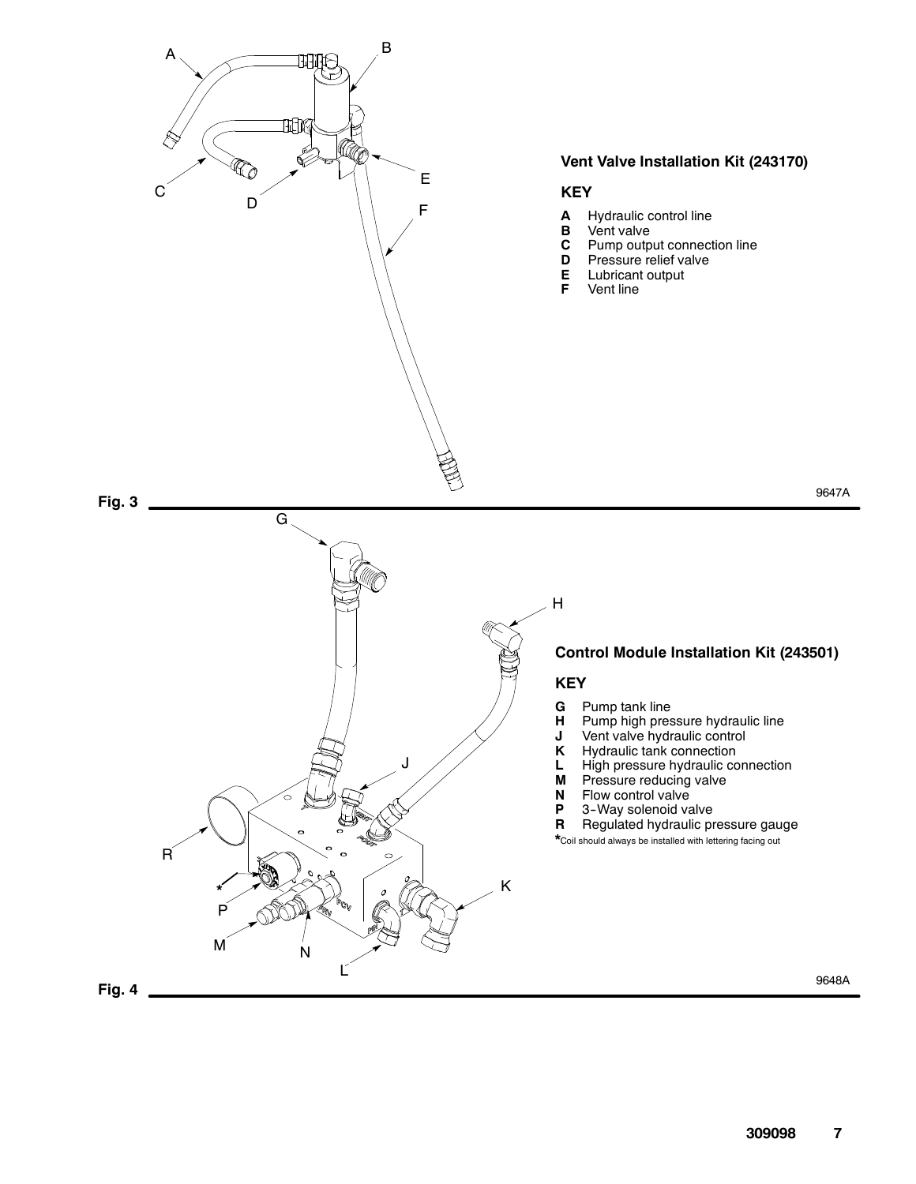### Vent Valve Installation Kit (243170)

**KEY**

- **A** Hydraulic control line
- **B** Vent valve
- **C** Pump output connection line
- **D** Pressure relief valve
- **E** Lubricant output
- **F** Vent line

**Fig. 3**

9647A

### Control Module Installation Kit (243501)

**KEY**

- **G** Pump tank line
- **H** Pump high pressure hydraulic line
- **J** Vent valve hydraulic control
- **K** Hydraulic tank connection
- **L** High pressure hydraulic connection
- **M** Pressure reducing valve
- **N** Flow control valve
- **P** 3-Way solenoid valve
- **R** Regulated hydraulic pressure gauge

*Coil should always be installed with lettering facing out

**Fig. 4**

9648A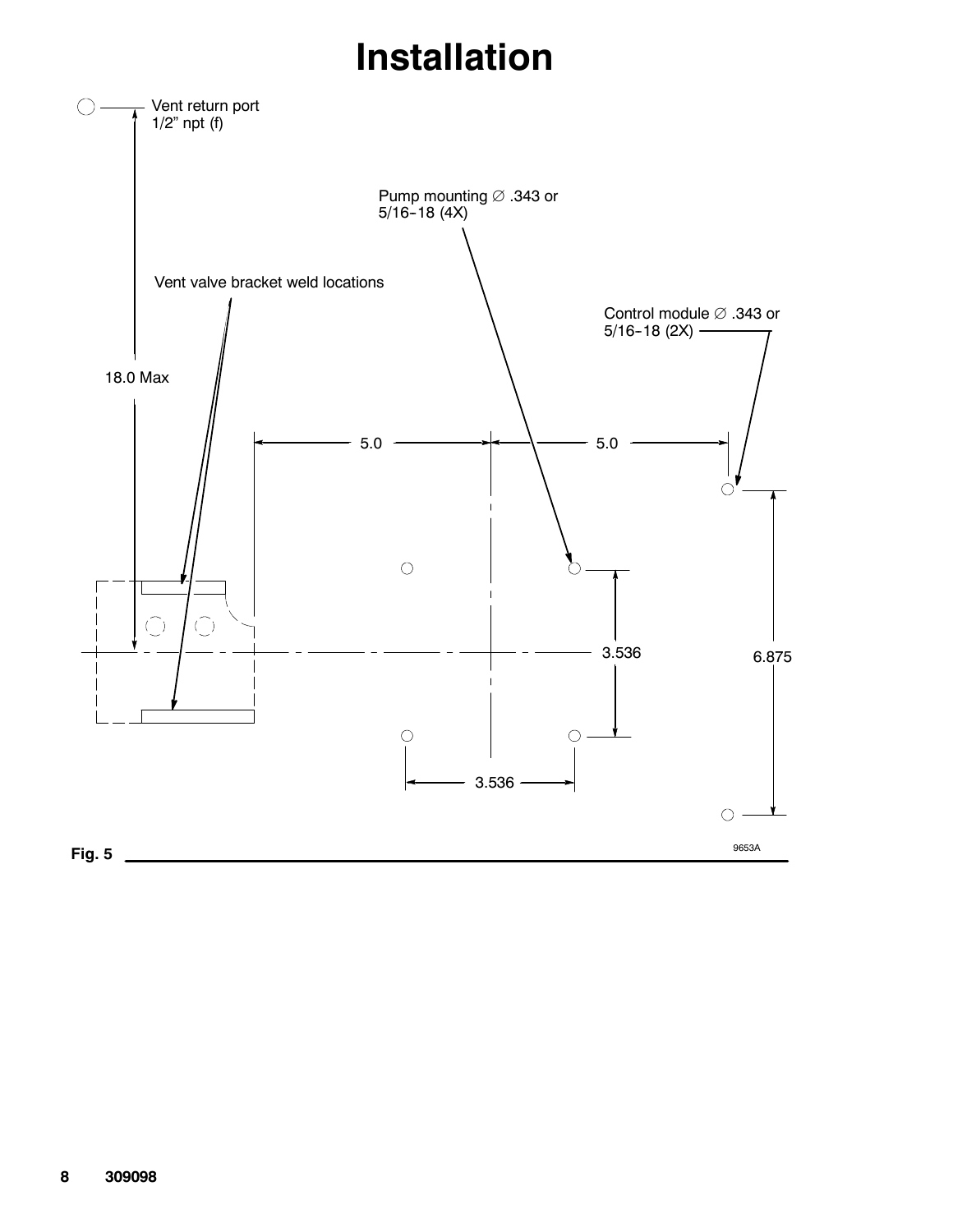# Installation

Vent return port 1/2" npt (f)

Pump mounting ∅ .343 or 5/16–18 (4X)

Vent valve bracket weld locations

Control module ∅ .343 or 5/16–18 (2X)

18.0 Max

5.0

5.0

3.536

6.875

3.536

9653A

Fig. 5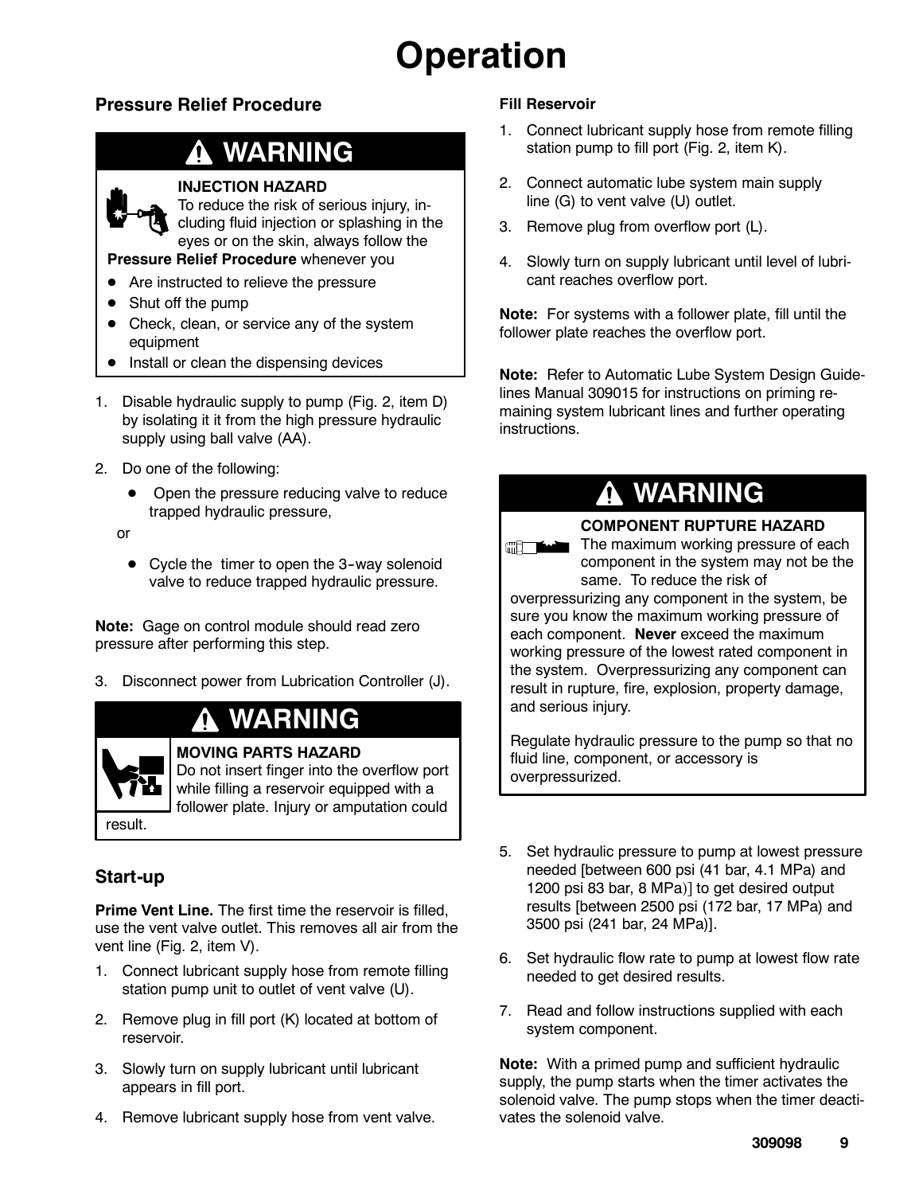# Operation

## Pressure Relief Procedure

**⚠ WARNING**

**INJECTION HAZARD**
To reduce the risk of serious injury, including fluid injection or splashing in the eyes or on the skin, always follow the **Pressure Relief Procedure** whenever you

- Are instructed to relieve the pressure
- Shut off the pump
- Check, clean, or service any of the system equipment
- Install or clean the dispensing devices

1. Disable hydraulic supply to pump (Fig. 2, item D) by isolating it it from the high pressure hydraulic supply using ball valve (AA).
2. Do one of the following:
   - Open the pressure reducing valve to reduce trapped hydraulic pressure,

   or

   - Cycle the timer to open the 3-way solenoid valve to reduce trapped hydraulic pressure.

**Note:** Gage on control module should read zero pressure after performing this step.

3. Disconnect power from Lubrication Controller (J).

**⚠ WARNING**

**MOVING PARTS HAZARD**
Do not insert finger into the overflow port while filling a reservoir equipped with a follower plate. Injury or amputation could result.

## Start-up

**Prime Vent Line.** The first time the reservoir is filled, use the vent valve outlet. This removes all air from the vent line (Fig. 2, item V).

1. Connect lubricant supply hose from remote filling station pump unit to outlet of vent valve (U).
2. Remove plug in fill port (K) located at bottom of reservoir.
3. Slowly turn on supply lubricant until lubricant appears in fill port.
4. Remove lubricant supply hose from vent valve.

**Fill Reservoir**

1. Connect lubricant supply hose from remote filling station pump to fill port (Fig. 2, item K).
2. Connect automatic lube system main supply line (G) to vent valve (U) outlet.
3. Remove plug from overflow port (L).
4. Slowly turn on supply lubricant until level of lubricant reaches overflow port.

**Note:** For systems with a follower plate, fill until the follower plate reaches the overflow port.

**Note:** Refer to Automatic Lube System Design Guidelines Manual 309015 for instructions on priming remaining system lubricant lines and further operating instructions.

**⚠ WARNING**

**COMPONENT RUPTURE HAZARD**
The maximum working pressure of each component in the system may not be the same. To reduce the risk of overpressurizing any component in the system, be sure you know the maximum working pressure of each component. **Never** exceed the maximum working pressure of the lowest rated component in the system. Overpressurizing any component can result in rupture, fire, explosion, property damage, and serious injury.

Regulate hydraulic pressure to the pump so that no fluid line, component, or accessory is overpressurized.

5. Set hydraulic pressure to pump at lowest pressure needed [between 600 psi (41 bar, 4.1 MPa) and 1200 psi 83 bar, 8 MPa)] to get desired output results [between 2500 psi (172 bar, 17 MPa) and 3500 psi (241 bar, 24 MPa)].
6. Set hydraulic flow rate to pump at lowest flow rate needed to get desired results.
7. Read and follow instructions supplied with each system component.

**Note:** With a primed pump and sufficient hydraulic supply, the pump starts when the timer activates the solenoid valve. The pump stops when the timer deactivates the solenoid valve.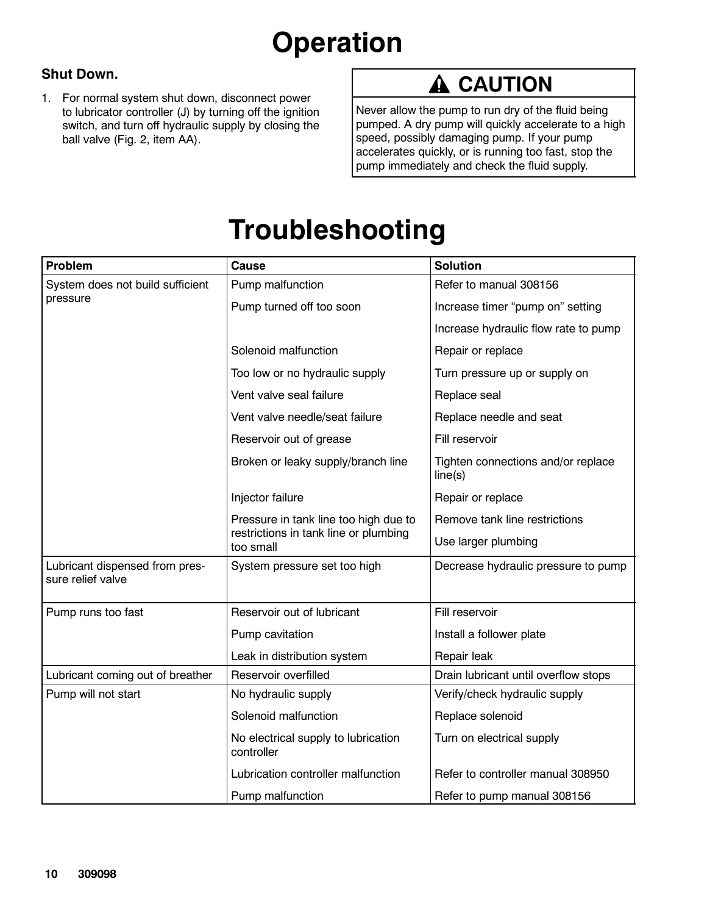# Operation

### Shut Down.

1. For normal system shut down, disconnect power to lubricator controller (J) by turning off the ignition switch, and turn off hydraulic supply by closing the ball valve (Fig. 2, item AA).

> **⚠ CAUTION**
>
> Never allow the pump to run dry of the fluid being pumped. A dry pump will quickly accelerate to a high speed, possibly damaging pump. If your pump accelerates quickly, or is running too fast, stop the pump immediately and check the fluid supply.

# Troubleshooting

| Problem | Cause | Solution |
|---|---|---|
| System does not build sufficient pressure | Pump malfunction | Refer to manual 308156 |
| | Pump turned off too soon | Increase timer "pump on" setting |
| | | Increase hydraulic flow rate to pump |
| | Solenoid malfunction | Repair or replace |
| | Too low or no hydraulic supply | Turn pressure up or supply on |
| | Vent valve seal failure | Replace seal |
| | Vent valve needle/seat failure | Replace needle and seat |
| | Reservoir out of grease | Fill reservoir |
| | Broken or leaky supply/branch line | Tighten connections and/or replace line(s) |
| | Injector failure | Repair or replace |
| | Pressure in tank line too high due to restrictions in tank line or plumbing too small | Remove tank line restrictions |
| | | Use larger plumbing |
| Lubricant dispensed from pressure relief valve | System pressure set too high | Decrease hydraulic pressure to pump |
| Pump runs too fast | Reservoir out of lubricant | Fill reservoir |
| | Pump cavitation | Install a follower plate |
| | Leak in distribution system | Repair leak |
| Lubricant coming out of breather | Reservoir overfilled | Drain lubricant until overflow stops |
| Pump will not start | No hydraulic supply | Verify/check hydraulic supply |
| | Solenoid malfunction | Replace solenoid |
| | No electrical supply to lubrication controller | Turn on electrical supply |
| | Lubrication controller malfunction | Refer to controller manual 308950 |
| | Pump malfunction | Refer to pump manual 308156 |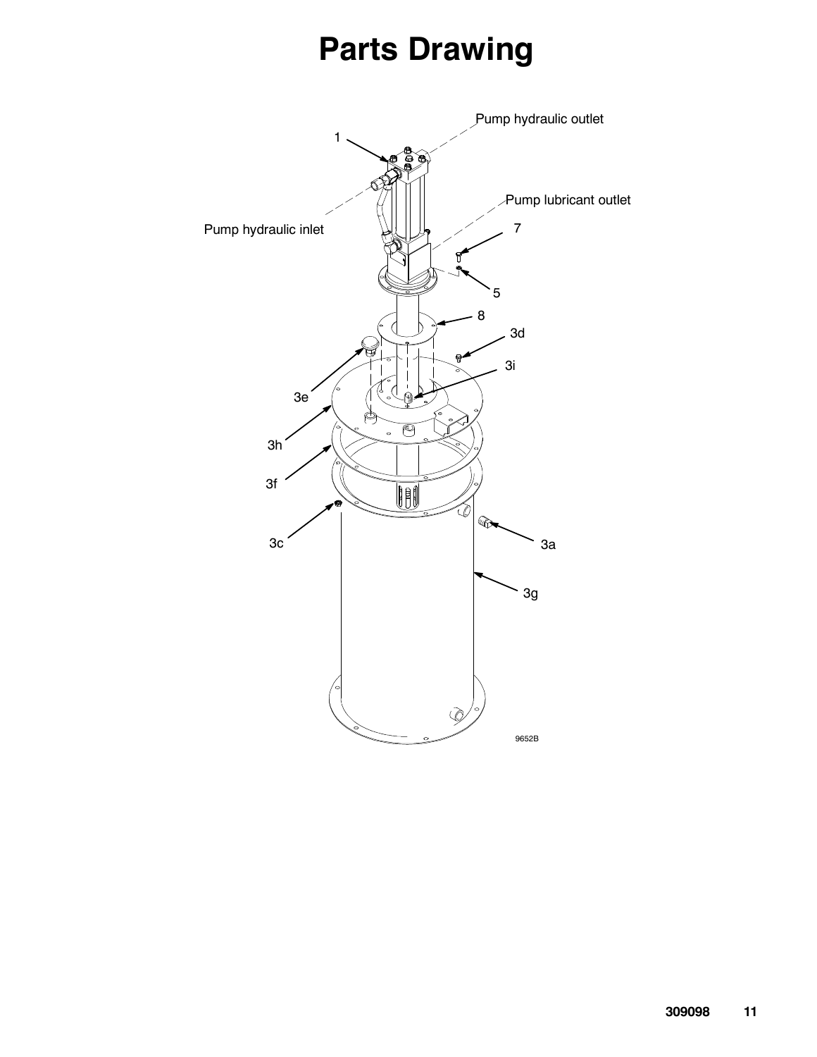# Parts Drawing

Pump hydraulic outlet

1

Pump lubricant outlet

Pump hydraulic inlet

7

5

8

3d

3i

3e

3h

3f

3c

3a

3g

9652B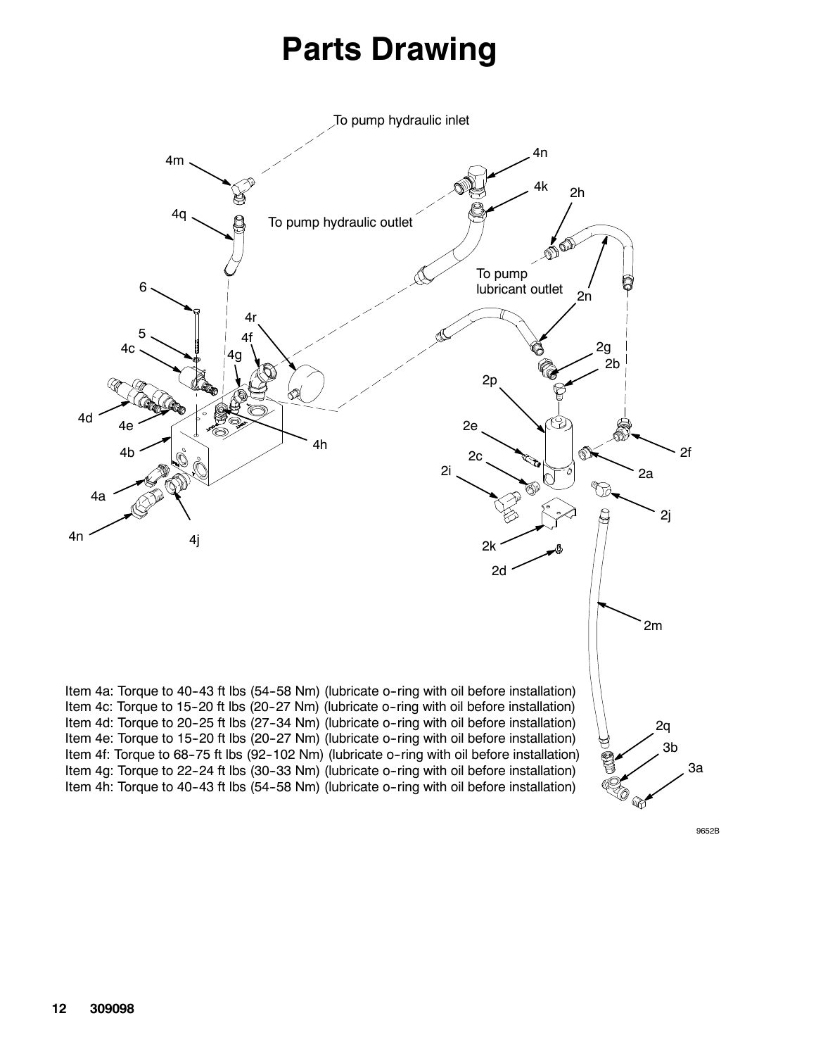# Parts Drawing

Item 4a: Torque to 40–43 ft lbs (54–58 Nm) (lubricate o–ring with oil before installation)
Item 4c: Torque to 15–20 ft lbs (20–27 Nm) (lubricate o–ring with oil before installation)
Item 4d: Torque to 20–25 ft lbs (27–34 Nm) (lubricate o–ring with oil before installation)
Item 4e: Torque to 15–20 ft lbs (20–27 Nm) (lubricate o–ring with oil before installation)
Item 4f: Torque to 68–75 ft lbs (92–102 Nm) (lubricate o–ring with oil before installation)
Item 4g: Torque to 22–24 ft lbs (30–33 Nm) (lubricate o–ring with oil before installation)
Item 4h: Torque to 40–43 ft lbs (54–58 Nm) (lubricate o–ring with oil before installation)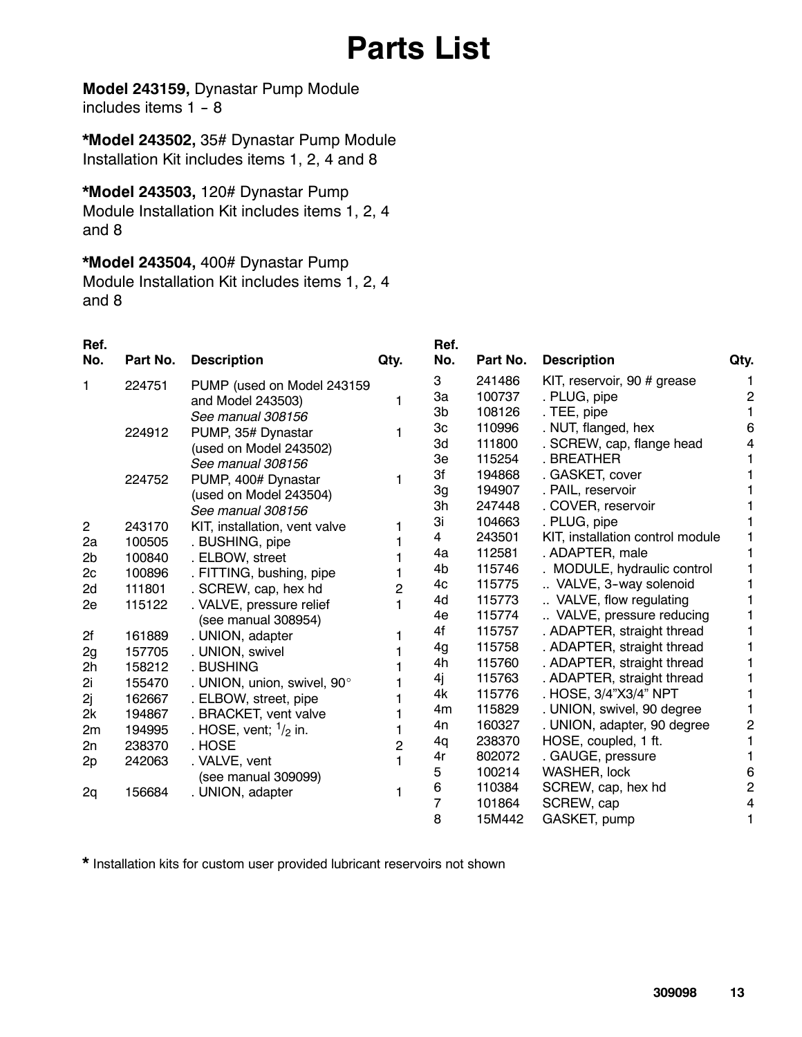# Parts List

**Model 243159,** Dynastar Pump Module includes items 1 – 8

***Model 243502,** 35# Dynastar Pump Module Installation Kit includes items 1, 2, 4 and 8

***Model 243503,** 120# Dynastar Pump Module Installation Kit includes items 1, 2, 4 and 8

***Model 243504,** 400# Dynastar Pump Module Installation Kit includes items 1, 2, 4 and 8

| Ref. No. | Part No. | Description | Qty. |
|---|---|---|---|
| 1 | 224751 | PUMP (used on Model 243159 and Model 243503) *See manual 308156* | 1 |
| | 224912 | PUMP, 35# Dynastar (used on Model 243502) *See manual 308156* | 1 |
| | 224752 | PUMP, 400# Dynastar (used on Model 243504) *See manual 308156* | 1 |
| 2 | 243170 | KIT, installation, vent valve | 1 |
| 2a | 100505 | . BUSHING, pipe | 1 |
| 2b | 100840 | . ELBOW, street | 1 |
| 2c | 100896 | . FITTING, bushing, pipe | 1 |
| 2d | 111801 | . SCREW, cap, hex hd | 2 |
| 2e | 115122 | . VALVE, pressure relief (see manual 308954) | 1 |
| 2f | 161889 | . UNION, adapter | 1 |
| 2g | 157705 | . UNION, swivel | 1 |
| 2h | 158212 | . BUSHING | 1 |
| 2i | 155470 | . UNION, union, swivel, 90° | 1 |
| 2j | 162667 | . ELBOW, street, pipe | 1 |
| 2k | 194867 | . BRACKET, vent valve | 1 |
| 2m | 194995 | . HOSE, vent; $^{1}/_{2}$ in. | 1 |
| 2n | 238370 | . HOSE | 2 |
| 2p | 242063 | . VALVE, vent (see manual 309099) | 1 |
| 2q | 156684 | . UNION, adapter | 1 |
| 3 | 241486 | KIT, reservoir, 90 # grease | 1 |
| 3a | 100737 | . PLUG, pipe | 2 |
| 3b | 108126 | . TEE, pipe | 1 |
| 3c | 110996 | . NUT, flanged, hex | 6 |
| 3d | 111800 | . SCREW, cap, flange head | 4 |
| 3e | 115254 | . BREATHER | 1 |
| 3f | 194868 | . GASKET, cover | 1 |
| 3g | 194907 | . PAIL, reservoir | 1 |
| 3h | 247448 | . COVER, reservoir | 1 |
| 3i | 104663 | . PLUG, pipe | 1 |
| 4 | 243501 | KIT, installation control module | 1 |
| 4a | 112581 | . ADAPTER, male | 1 |
| 4b | 115746 | . MODULE, hydraulic control | 1 |
| 4c | 115775 | .. VALVE, 3-way solenoid | 1 |
| 4d | 115773 | .. VALVE, flow regulating | 1 |
| 4e | 115774 | .. VALVE, pressure reducing | 1 |
| 4f | 115757 | . ADAPTER, straight thread | 1 |
| 4g | 115758 | . ADAPTER, straight thread | 1 |
| 4h | 115760 | . ADAPTER, straight thread | 1 |
| 4j | 115763 | . ADAPTER, straight thread | 1 |
| 4k | 115776 | . HOSE, 3/4"X3/4" NPT | 1 |
| 4m | 115829 | . UNION, swivel, 90 degree | 1 |
| 4n | 160327 | . UNION, adapter, 90 degree | 2 |
| 4q | 238370 | HOSE, coupled, 1 ft. | 1 |
| 4r | 802072 | . GAUGE, pressure | 1 |
| 5 | 100214 | WASHER, lock | 6 |
| 6 | 110384 | SCREW, cap, hex hd | 2 |
| 7 | 101864 | SCREW, cap | 4 |
| 8 | 15M442 | GASKET, pump | 1 |

**\*** Installation kits for custom user provided lubricant reservoirs not shown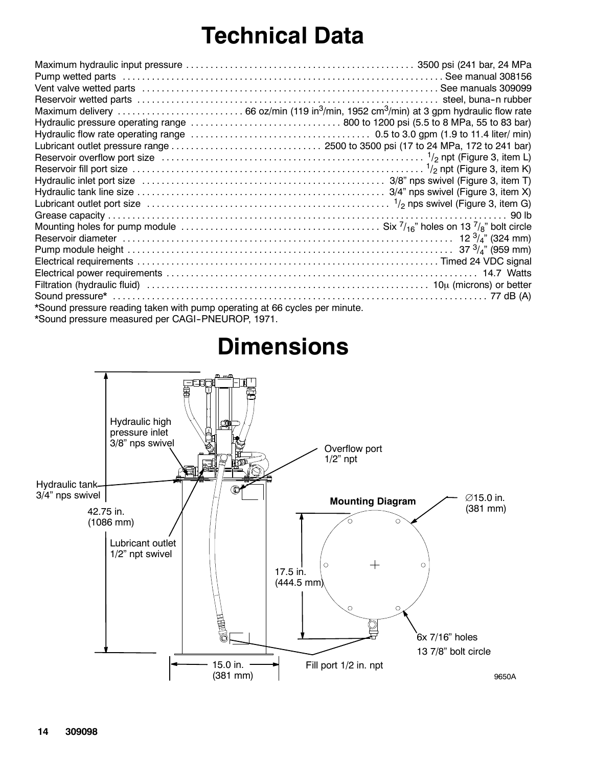# Technical Data

| | |
|---|---|
| Maximum hydraulic input pressure | 3500 psi (241 bar, 24 MPa |
| Pump wetted parts | See manual 308156 |
| Vent valve wetted parts | See manuals 309099 |
| Reservoir wetted parts | steel, buna-n rubber |
| Maximum delivery | 66 oz/min (119 in$^3$/min, 1952 cm$^3$/min) at 3 gpm hydraulic flow rate |
| Hydraulic pressure operating range | 800 to 1200 psi (5.5 to 8 MPa, 55 to 83 bar) |
| Hydraulic flow rate operating range | 0.5 to 3.0 gpm (1.9 to 11.4 liter/ min) |
| Lubricant outlet pressure range | 2500 to 3500 psi (17 to 24 MPa, 172 to 241 bar) |
| Reservoir overflow port size | 1/2 npt (Figure 3, item L) |
| Reservoir fill port size | 1/2 npt (Figure 3, item K) |
| Hydraulic inlet port size | 3/8" nps swivel (Figure 3, item T) |
| Hydraulic tank line size | 3/4" nps swivel (Figure 3, item X) |
| Lubricant outlet port size | 1/2 nps swivel (Figure 3, item G) |
| Grease capacity | 90 lb |
| Mounting holes for pump module | Six 7/16" holes on 13 7/8" bolt circle |
| Reservoir diameter | 12 3/4" (324 mm) |
| Pump module height | 37 3/4" (959 mm) |
| Electrical requirements | Timed 24 VDC signal |
| Electrical power requirements | 14.7 Watts |
| Filtration (hydraulic fluid) | 10$\mu$ (microns) or better |
| Sound pressure* | 77 dB (A) |

*Sound pressure reading taken with pump operating at 66 cycles per minute.
*Sound pressure measured per CAGI-PNEUROP, 1971.

# Dimensions

Hydraulic high pressure inlet 3/8" nps swivel

Overflow port 1/2" npt

Hydraulic tank 3/4" nps swivel

42.75 in. (1086 mm)

Lubricant outlet 1/2" npt swivel

**Mounting Diagram**

∅15.0 in. (381 mm)

17.5 in. (444.5 mm)

6x 7/16" holes

13 7/8" bolt circle

15.0 in. (381 mm)

Fill port 1/2 in. npt

9650A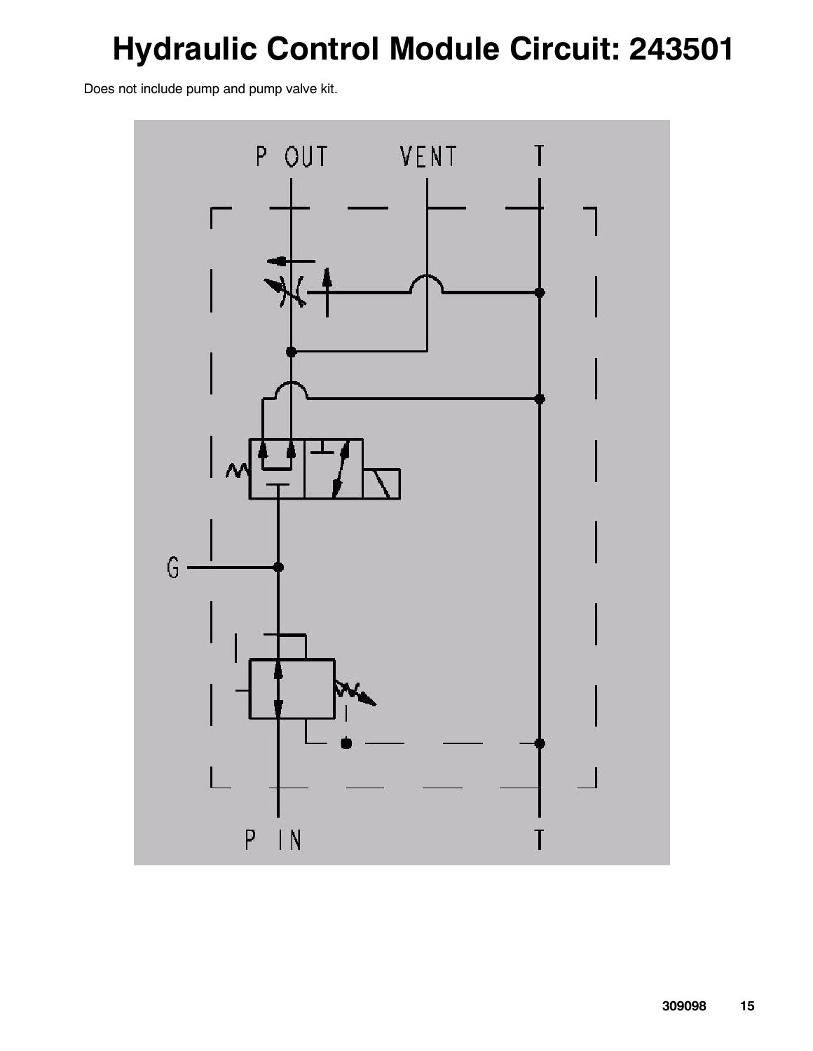# Hydraulic Control Module Circuit: 243501

Does not include pump and pump valve kit.

P OUT

VENT

T

G

P IN

T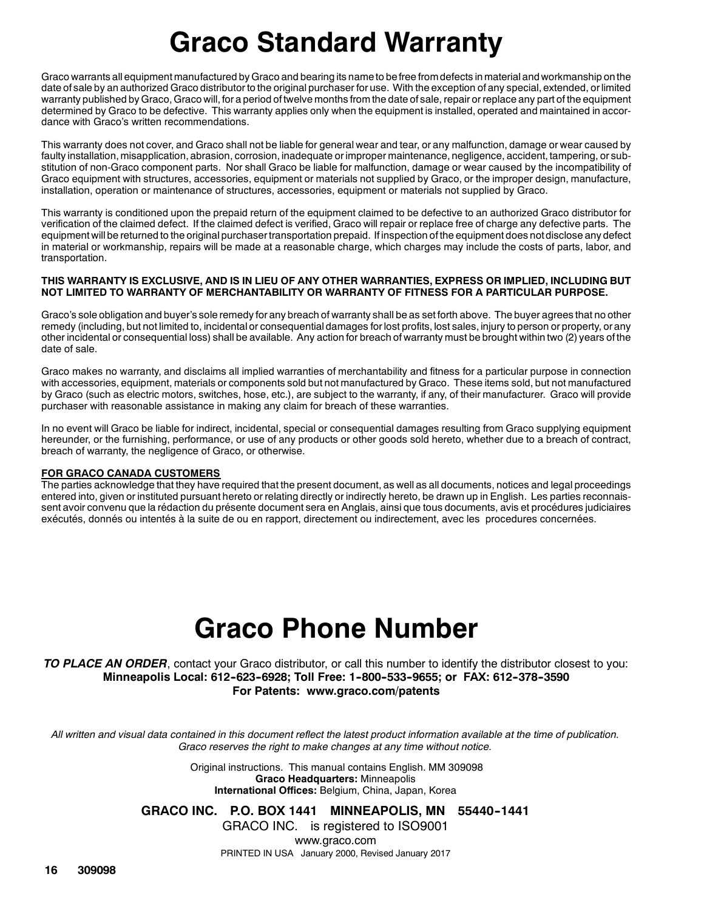# Graco Standard Warranty

Graco warrants all equipment manufactured by Graco and bearing its name to be free from defects in material and workmanship on the date of sale by an authorized Graco distributor to the original purchaser for use. With the exception of any special, extended, or limited warranty published by Graco, Graco will, for a period of twelve months from the date of sale, repair or replace any part of the equipment determined by Graco to be defective. This warranty applies only when the equipment is installed, operated and maintained in accordance with Graco's written recommendations.

This warranty does not cover, and Graco shall not be liable for general wear and tear, or any malfunction, damage or wear caused by faulty installation, misapplication, abrasion, corrosion, inadequate or improper maintenance, negligence, accident, tampering, or substitution of non-Graco component parts. Nor shall Graco be liable for malfunction, damage or wear caused by the incompatibility of Graco equipment with structures, accessories, equipment or materials not supplied by Graco, or the improper design, manufacture, installation, operation or maintenance of structures, accessories, equipment or materials not supplied by Graco.

This warranty is conditioned upon the prepaid return of the equipment claimed to be defective to an authorized Graco distributor for verification of the claimed defect. If the claimed defect is verified, Graco will repair or replace free of charge any defective parts. The equipment will be returned to the original purchaser transportation prepaid. If inspection of the equipment does not disclose any defect in material or workmanship, repairs will be made at a reasonable charge, which charges may include the costs of parts, labor, and transportation.

**THIS WARRANTY IS EXCLUSIVE, AND IS IN LIEU OF ANY OTHER WARRANTIES, EXPRESS OR IMPLIED, INCLUDING BUT NOT LIMITED TO WARRANTY OF MERCHANTABILITY OR WARRANTY OF FITNESS FOR A PARTICULAR PURPOSE.**

Graco's sole obligation and buyer's sole remedy for any breach of warranty shall be as set forth above. The buyer agrees that no other remedy (including, but not limited to, incidental or consequential damages for lost profits, lost sales, injury to person or property, or any other incidental or consequential loss) shall be available. Any action for breach of warranty must be brought within two (2) years of the date of sale.

Graco makes no warranty, and disclaims all implied warranties of merchantability and fitness for a particular purpose in connection with accessories, equipment, materials or components sold but not manufactured by Graco. These items sold, but not manufactured by Graco (such as electric motors, switches, hose, etc.), are subject to the warranty, if any, of their manufacturer. Graco will provide purchaser with reasonable assistance in making any claim for breach of these warranties.

In no event will Graco be liable for indirect, incidental, special or consequential damages resulting from Graco supplying equipment hereunder, or the furnishing, performance, or use of any products or other goods sold hereto, whether due to a breach of contract, breach of warranty, the negligence of Graco, or otherwise.

**FOR GRACO CANADA CUSTOMERS**

The parties acknowledge that they have required that the present document, as well as all documents, notices and legal proceedings entered into, given or instituted pursuant hereto or relating directly or indirectly hereto, be drawn up in English. Les parties reconnaissent avoir convenu que la rédaction du présente document sera en Anglais, ainsi que tous documents, avis et procédures judiciaires exécutés, donnés ou intentés à la suite de ou en rapport, directement ou indirectement, avec les procedures concernées.

# Graco Phone Number

***TO PLACE AN ORDER***, contact your Graco distributor, or call this number to identify the distributor closest to you:
**Minneapolis Local: 612-623-6928; Toll Free: 1-800-533-9655; or FAX: 612-378-3590**
**For Patents: www.graco.com/patents**

*All written and visual data contained in this document reflect the latest product information available at the time of publication. Graco reserves the right to make changes at any time without notice.*

Original instructions. This manual contains English. MM 309098
**Graco Headquarters:** Minneapolis
**International Offices:** Belgium, China, Japan, Korea

**GRACO INC. P.O. BOX 1441 MINNEAPOLIS, MN 55440-1441**
GRACO INC. is registered to ISO9001
www.graco.com
PRINTED IN USA January 2000, Revised January 2017